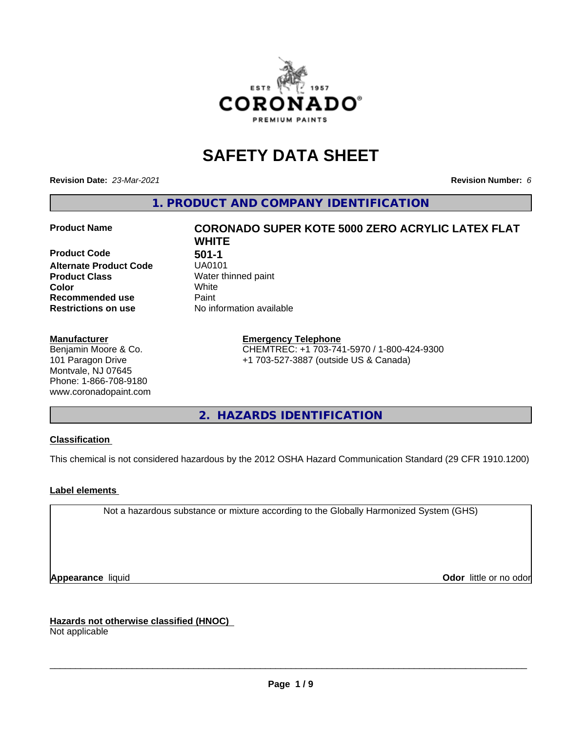# SAFETY DATA SHEET

**Revision Date:** *23-Mar-2021* **Revision Number:** *6*

## 1. PRODUCT AND COMPANY IDENTIFICATION

| | |
|---|---|
| **Product Name** | **CORONADO SUPER KOTE 5000 ZERO ACRYLIC LATEX FLAT WHITE** |
| **Product Code** | **501-1** |
| **Alternate Product Code** | UA0101 |
| **Product Class** | Water thinned paint |
| **Color** | White |
| **Recommended use** | Paint |
| **Restrictions on use** | No information available |

**Manufacturer**
Benjamin Moore & Co.
101 Paragon Drive
Montvale, NJ 07645
Phone: 1-866-708-9180
www.coronadopaint.com

**Emergency Telephone**
CHEMTREC: +1 703-741-5970 / 1-800-424-9300
+1 703-527-3887 (outside US & Canada)

## 2. HAZARDS IDENTIFICATION

**Classification**

This chemical is not considered hazardous by the 2012 OSHA Hazard Communication Standard (29 CFR 1910.1200)

**Label elements**

Not a hazardous substance or mixture according to the Globally Harmonized System (GHS)

**Appearance** liquid **Odor** little or no odor

**Hazards not otherwise classified (HNOC)**
Not applicable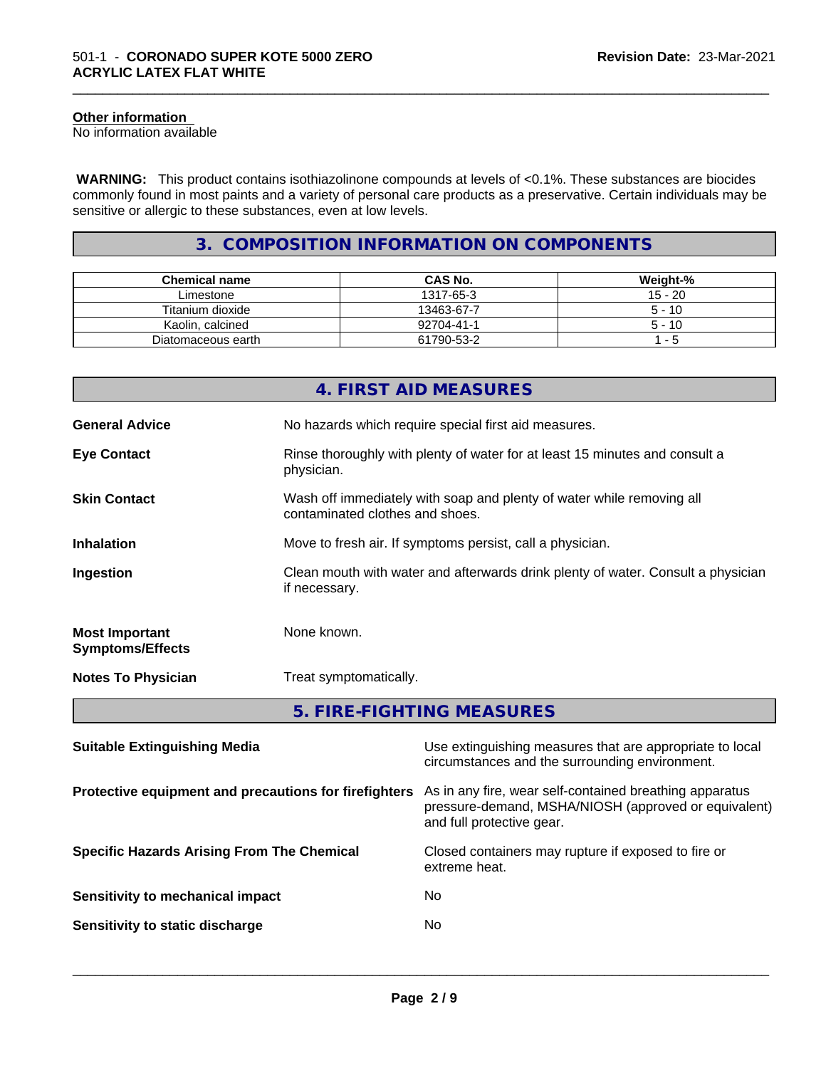**Other information**
No information available

**WARNING:** This product contains isothiazolinone compounds at levels of <0.1%. These substances are biocides commonly found in most paints and a variety of personal care products as a preservative. Certain individuals may be sensitive or allergic to these substances, even at low levels.

## 3. COMPOSITION INFORMATION ON COMPONENTS

| Chemical name | CAS No. | Weight-% |
|---|---|---|
| Limestone | 1317-65-3 | 15 - 20 |
| Titanium dioxide | 13463-67-7 | 5 - 10 |
| Kaolin, calcined | 92704-41-1 | 5 - 10 |
| Diatomaceous earth | 61790-53-2 | 1 - 5 |

## 4. FIRST AID MEASURES

**General Advice** No hazards which require special first aid measures.

**Eye Contact** Rinse thoroughly with plenty of water for at least 15 minutes and consult a physician.

**Skin Contact** Wash off immediately with soap and plenty of water while removing all contaminated clothes and shoes.

**Inhalation** Move to fresh air. If symptoms persist, call a physician.

**Ingestion** Clean mouth with water and afterwards drink plenty of water. Consult a physician if necessary.

**Most Important Symptoms/Effects** None known.

**Notes To Physician** Treat symptomatically.

## 5. FIRE-FIGHTING MEASURES

**Suitable Extinguishing Media** Use extinguishing measures that are appropriate to local circumstances and the surrounding environment.

**Protective equipment and precautions for firefighters** As in any fire, wear self-contained breathing apparatus pressure-demand, MSHA/NIOSH (approved or equivalent) and full protective gear.

**Specific Hazards Arising From The Chemical** Closed containers may rupture if exposed to fire or extreme heat.

**Sensitivity to mechanical impact** No

**Sensitivity to static discharge** No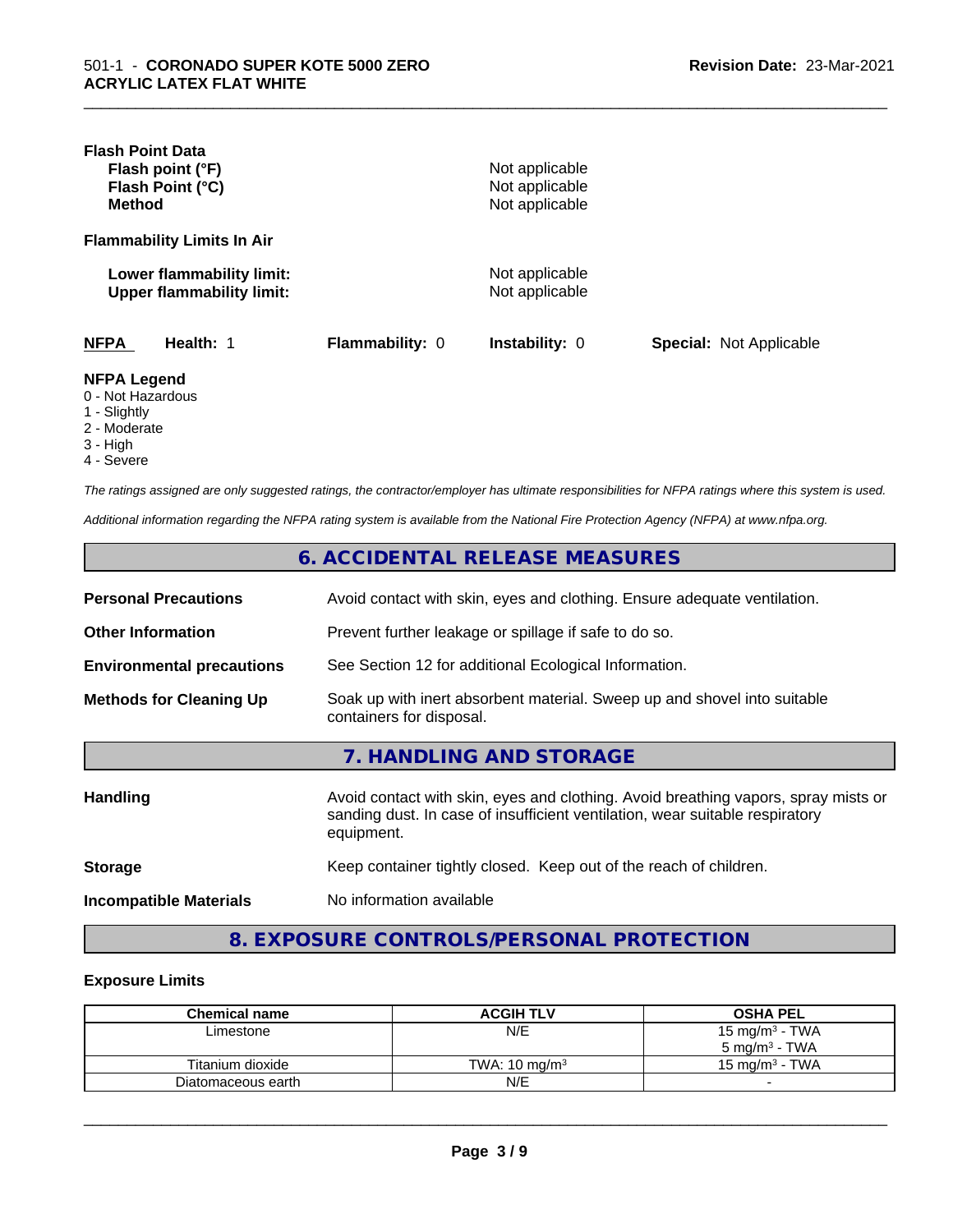**Flash Point Data**

| | |
|---|---|
| **Flash point (°F)** | Not applicable |
| **Flash Point (°C)** | Not applicable |
| **Method** | Not applicable |

**Flammability Limits In Air**

| | |
|---|---|
| **Lower flammability limit:** | Not applicable |
| **Upper flammability limit:** | Not applicable |

| **NFPA** | **Health:** 1 | **Flammability:** 0 | **Instability:** 0 | **Special:** Not Applicable |
|---|---|---|---|---|

**NFPA Legend**

- 0 - Not Hazardous
- 1 - Slightly
- 2 - Moderate
- 3 - High
- 4 - Severe

*The ratings assigned are only suggested ratings, the contractor/employer has ultimate responsibilities for NFPA ratings where this system is used.*

*Additional information regarding the NFPA rating system is available from the National Fire Protection Agency (NFPA) at www.nfpa.org.*

## 6. ACCIDENTAL RELEASE MEASURES

| | |
|---|---|
| **Personal Precautions** | Avoid contact with skin, eyes and clothing. Ensure adequate ventilation. |
| **Other Information** | Prevent further leakage or spillage if safe to do so. |
| **Environmental precautions** | See Section 12 for additional Ecological Information. |
| **Methods for Cleaning Up** | Soak up with inert absorbent material. Sweep up and shovel into suitable containers for disposal. |

## 7. HANDLING AND STORAGE

| | |
|---|---|
| **Handling** | Avoid contact with skin, eyes and clothing. Avoid breathing vapors, spray mists or sanding dust. In case of insufficient ventilation, wear suitable respiratory equipment. |
| **Storage** | Keep container tightly closed. Keep out of the reach of children. |
| **Incompatible Materials** | No information available |

## 8. EXPOSURE CONTROLS/PERSONAL PROTECTION

**Exposure Limits**

| Chemical name | ACGIH TLV | OSHA PEL |
|---|---|---|
| Limestone | N/E | 15 mg/m³ - TWA<br>5 mg/m³ - TWA |
| Titanium dioxide | TWA: 10 mg/m³ | 15 mg/m³ - TWA |
| Diatomaceous earth | N/E | - |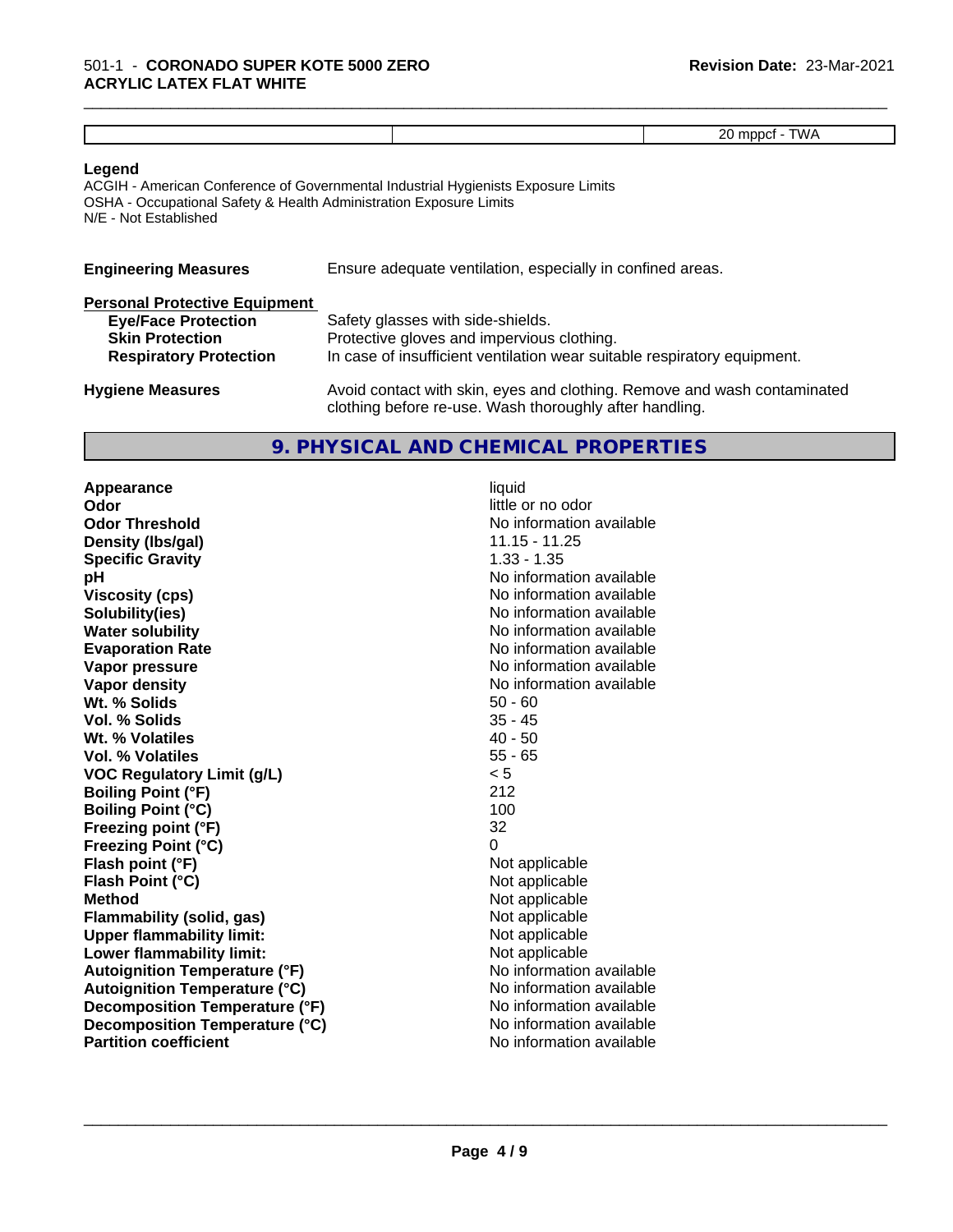| | | 20 mppcf - TWA |
|---|---|---|

**Legend**

ACGIH - American Conference of Governmental Industrial Hygienists Exposure Limits
OSHA - Occupational Safety & Health Administration Exposure Limits
N/E - Not Established

**Engineering Measures** Ensure adequate ventilation, especially in confined areas.

**Personal Protective Equipment**

**Eye/Face Protection** Safety glasses with side-shields.
**Skin Protection** Protective gloves and impervious clothing.
**Respiratory Protection** In case of insufficient ventilation wear suitable respiratory equipment.

**Hygiene Measures** Avoid contact with skin, eyes and clothing. Remove and wash contaminated clothing before re-use. Wash thoroughly after handling.

## 9. PHYSICAL AND CHEMICAL PROPERTIES

| | |
|---|---|
| **Appearance** | liquid |
| **Odor** | little or no odor |
| **Odor Threshold** | No information available |
| **Density (lbs/gal)** | 11.15 - 11.25 |
| **Specific Gravity** | 1.33 - 1.35 |
| **pH** | No information available |
| **Viscosity (cps)** | No information available |
| **Solubility(ies)** | No information available |
| **Water solubility** | No information available |
| **Evaporation Rate** | No information available |
| **Vapor pressure** | No information available |
| **Vapor density** | No information available |
| **Wt. % Solids** | 50 - 60 |
| **Vol. % Solids** | 35 - 45 |
| **Wt. % Volatiles** | 40 - 50 |
| **Vol. % Volatiles** | 55 - 65 |
| **VOC Regulatory Limit (g/L)** | < 5 |
| **Boiling Point (°F)** | 212 |
| **Boiling Point (°C)** | 100 |
| **Freezing point (°F)** | 32 |
| **Freezing Point (°C)** | 0 |
| **Flash point (°F)** | Not applicable |
| **Flash Point (°C)** | Not applicable |
| **Method** | Not applicable |
| **Flammability (solid, gas)** | Not applicable |
| **Upper flammability limit:** | Not applicable |
| **Lower flammability limit:** | Not applicable |
| **Autoignition Temperature (°F)** | No information available |
| **Autoignition Temperature (°C)** | No information available |
| **Decomposition Temperature (°F)** | No information available |
| **Decomposition Temperature (°C)** | No information available |
| **Partition coefficient** | No information available |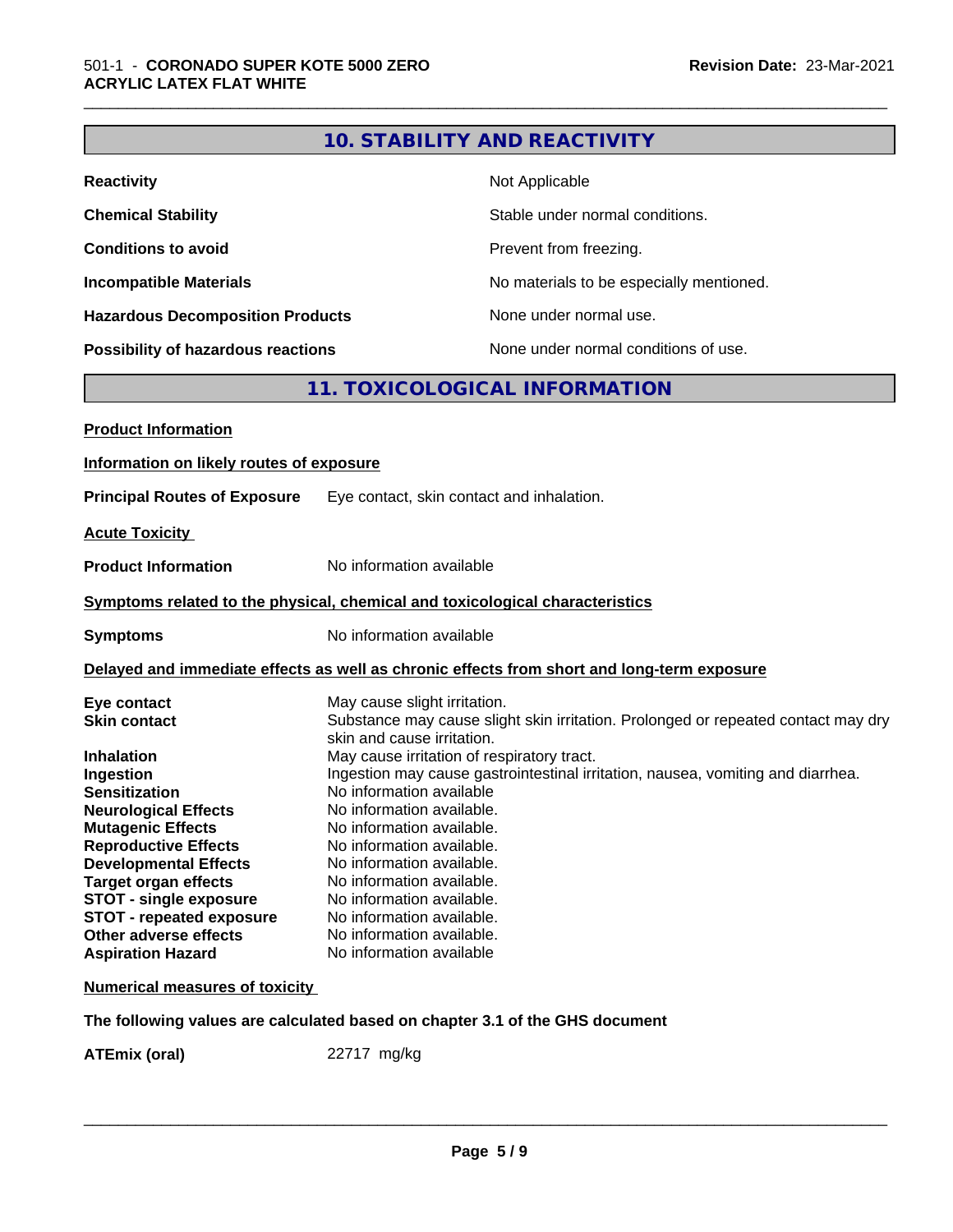## 10. STABILITY AND REACTIVITY

| | |
|---|---|
| **Reactivity** | Not Applicable |
| **Chemical Stability** | Stable under normal conditions. |
| **Conditions to avoid** | Prevent from freezing. |
| **Incompatible Materials** | No materials to be especially mentioned. |
| **Hazardous Decomposition Products** | None under normal use. |
| **Possibility of hazardous reactions** | None under normal conditions of use. |

## 11. TOXICOLOGICAL INFORMATION

**Product Information**

**Information on likely routes of exposure**

**Principal Routes of Exposure** Eye contact, skin contact and inhalation.

**Acute Toxicity**

**Product Information** No information available

**Symptoms related to the physical, chemical and toxicological characteristics**

**Symptoms** No information available

**Delayed and immediate effects as well as chronic effects from short and long-term exposure**

| | |
|---|---|
| **Eye contact** | May cause slight irritation. |
| **Skin contact** | Substance may cause slight skin irritation. Prolonged or repeated contact may dry skin and cause irritation. |
| **Inhalation** | May cause irritation of respiratory tract. |
| **Ingestion** | Ingestion may cause gastrointestinal irritation, nausea, vomiting and diarrhea. |
| **Sensitization** | No information available |
| **Neurological Effects** | No information available. |
| **Mutagenic Effects** | No information available. |
| **Reproductive Effects** | No information available. |
| **Developmental Effects** | No information available. |
| **Target organ effects** | No information available. |
| **STOT - single exposure** | No information available. |
| **STOT - repeated exposure** | No information available. |
| **Other adverse effects** | No information available. |
| **Aspiration Hazard** | No information available |

**Numerical measures of toxicity**

**The following values are calculated based on chapter 3.1 of the GHS document**

**ATEmix (oral)** 22717 mg/kg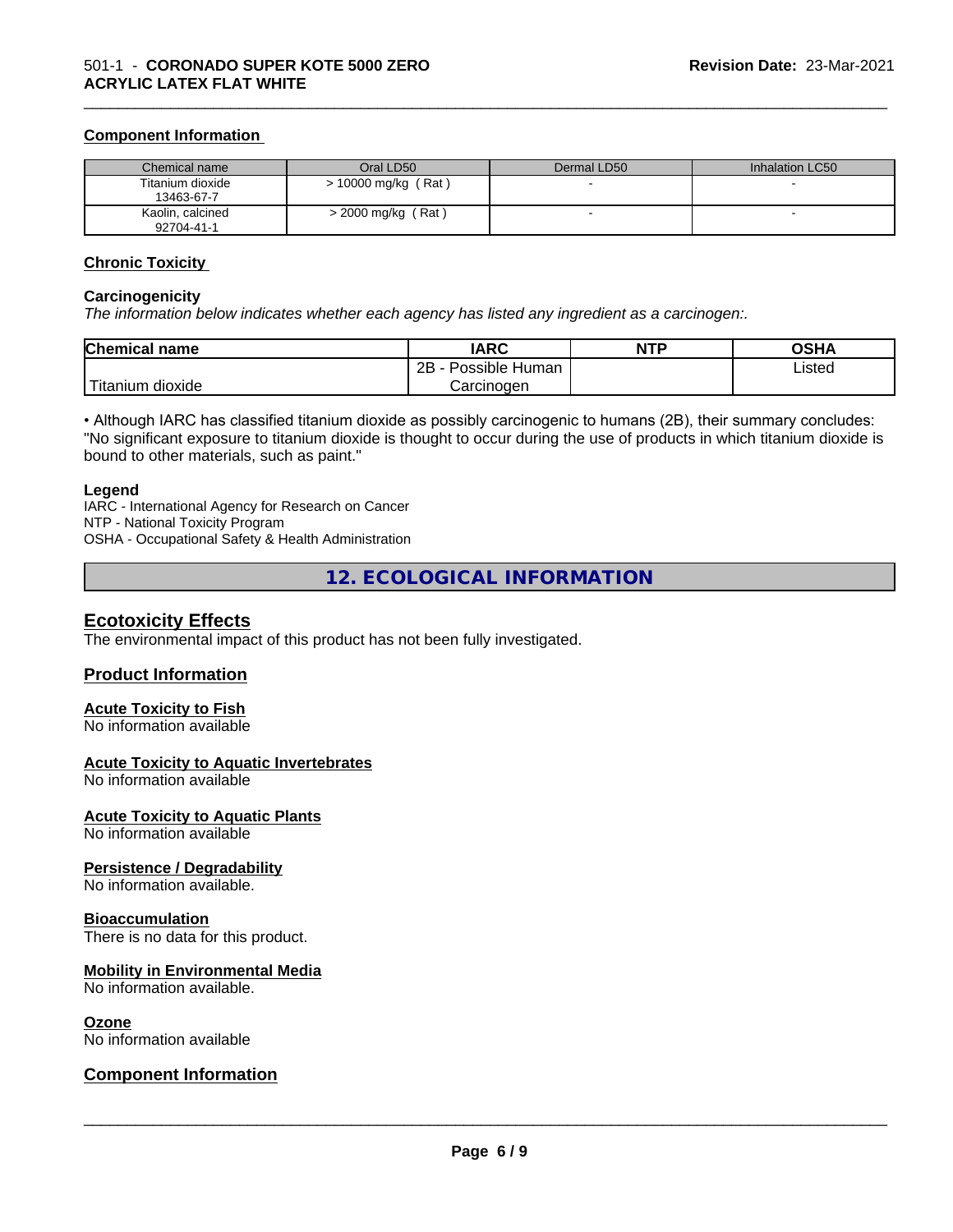### Component Information

| Chemical name | Oral LD50 | Dermal LD50 | Inhalation LC50 |
|---|---|---|---|
| Titanium dioxide<br>13463-67-7 | > 10000 mg/kg ( Rat ) | - | - |
| Kaolin, calcined<br>92704-41-1 | > 2000 mg/kg ( Rat ) | - | - |

### Chronic Toxicity

**Carcinogenicity**

*The information below indicates whether each agency has listed any ingredient as a carcinogen:.*

| Chemical name | IARC | NTP | OSHA |
|---|---|---|---|
| Titanium dioxide | 2B - Possible Human Carcinogen | | Listed |

• Although IARC has classified titanium dioxide as possibly carcinogenic to humans (2B), their summary concludes: "No significant exposure to titanium dioxide is thought to occur during the use of products in which titanium dioxide is bound to other materials, such as paint."

**Legend**

IARC - International Agency for Research on Cancer
NTP - National Toxicity Program
OSHA - Occupational Safety & Health Administration

## 12. ECOLOGICAL INFORMATION

### Ecotoxicity Effects

The environmental impact of this product has not been fully investigated.

### Product Information

**Acute Toxicity to Fish**

No information available

**Acute Toxicity to Aquatic Invertebrates**

No information available

**Acute Toxicity to Aquatic Plants**

No information available

**Persistence / Degradability**

No information available.

**Bioaccumulation**

There is no data for this product.

**Mobility in Environmental Media**

No information available.

**Ozone**

No information available

### Component Information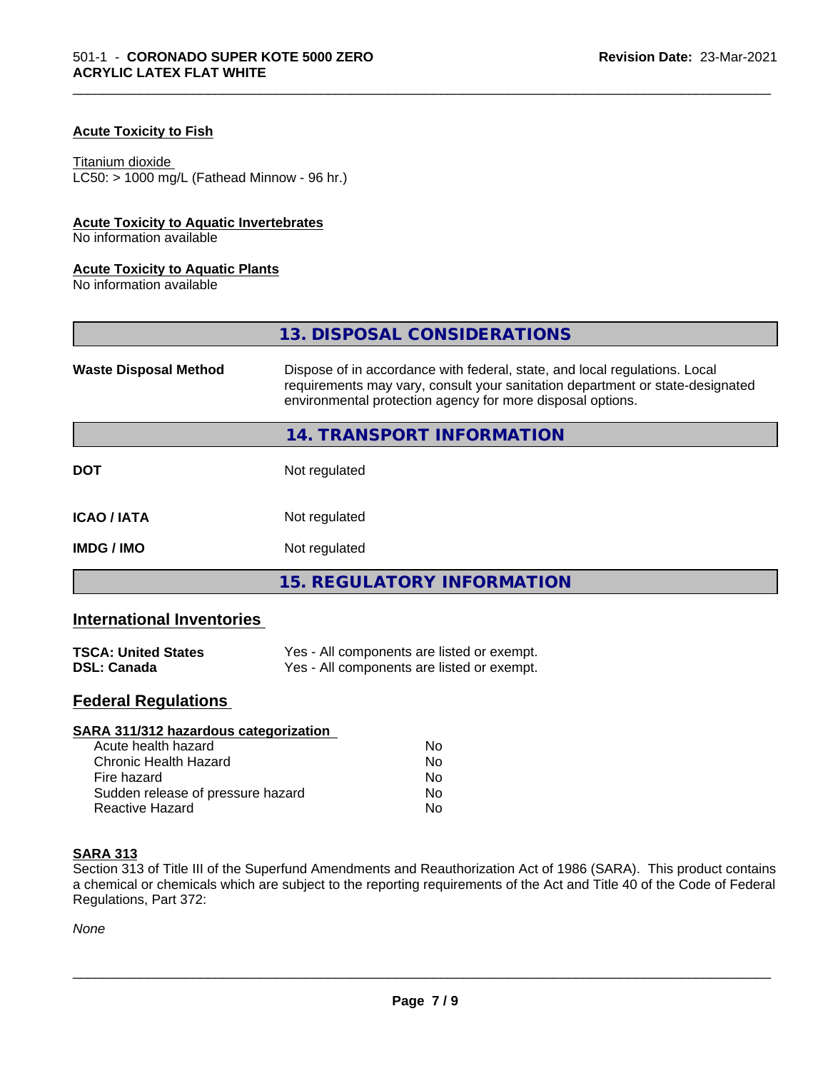### Acute Toxicity to Fish

Titanium dioxide
LC50: > 1000 mg/L (Fathead Minnow - 96 hr.)

### Acute Toxicity to Aquatic Invertebrates

No information available

### Acute Toxicity to Aquatic Plants

No information available

## 13. DISPOSAL CONSIDERATIONS

| | |
|---|---|
| **Waste Disposal Method** | Dispose of in accordance with federal, state, and local regulations. Local requirements may vary, consult your sanitation department or state-designated environmental protection agency for more disposal options. |

## 14. TRANSPORT INFORMATION

| | |
|---|---|
| **DOT** | Not regulated |
| **ICAO / IATA** | Not regulated |
| **IMDG / IMO** | Not regulated |

## 15. REGULATORY INFORMATION

### International Inventories

| | |
|---|---|
| **TSCA: United States** | Yes - All components are listed or exempt. |
| **DSL: Canada** | Yes - All components are listed or exempt. |

### Federal Regulations

**SARA 311/312 hazardous categorization**

| | |
|---|---|
| Acute health hazard | No |
| Chronic Health Hazard | No |
| Fire hazard | No |
| Sudden release of pressure hazard | No |
| Reactive Hazard | No |

**SARA 313**

Section 313 of Title III of the Superfund Amendments and Reauthorization Act of 1986 (SARA). This product contains a chemical or chemicals which are subject to the reporting requirements of the Act and Title 40 of the Code of Federal Regulations, Part 372:

*None*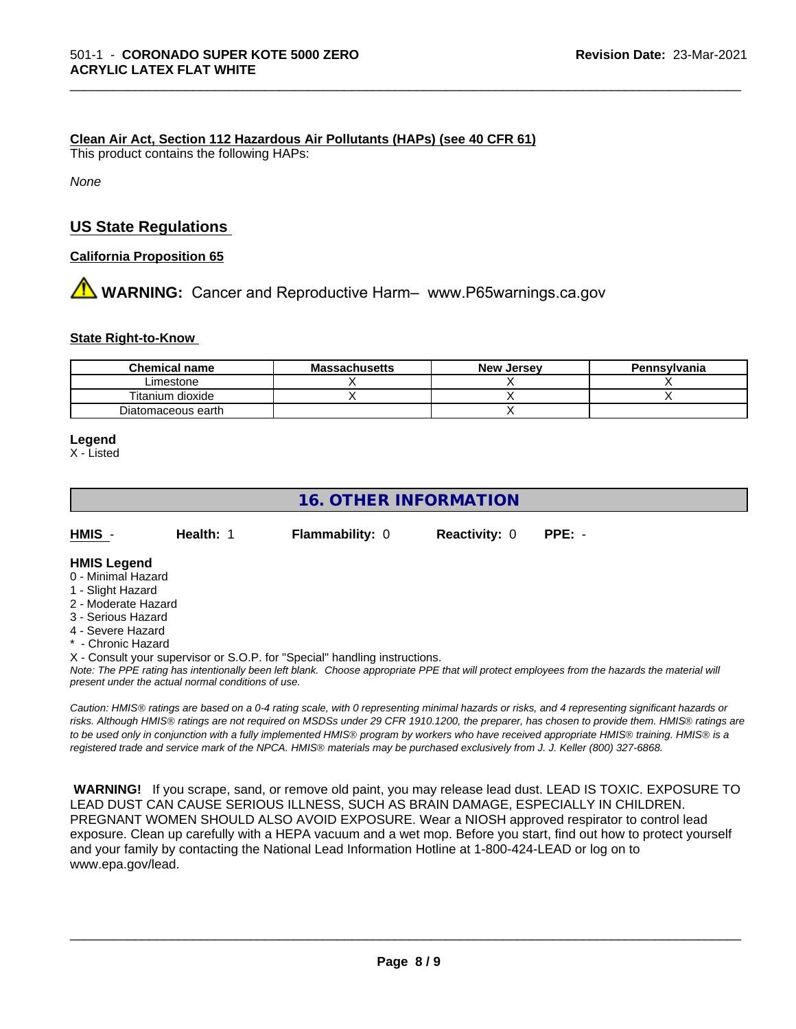**Clean Air Act, Section 112 Hazardous Air Pollutants (HAPs) (see 40 CFR 61)**

This product contains the following HAPs:

*None*

## US State Regulations

**California Proposition 65**

⚠ **WARNING:** Cancer and Reproductive Harm– www.P65warnings.ca.gov

**State Right-to-Know**

| Chemical name | Massachusetts | New Jersey | Pennsylvania |
|---|---|---|---|
| Limestone | X | X | X |
| Titanium dioxide | X | X | X |
| Diatomaceous earth | | X | |

**Legend**

X - Listed

# 16. OTHER INFORMATION

| HMIS - | Health: 1 | Flammability: 0 | Reactivity: 0 | PPE: - |
|---|---|---|---|---|

**HMIS Legend**

0 - Minimal Hazard
1 - Slight Hazard
2 - Moderate Hazard
3 - Serious Hazard
4 - Severe Hazard
* - Chronic Hazard
X - Consult your supervisor or S.O.P. for "Special" handling instructions.

*Note: The PPE rating has intentionally been left blank. Choose appropriate PPE that will protect employees from the hazards the material will present under the actual normal conditions of use.*

*Caution: HMIS® ratings are based on a 0-4 rating scale, with 0 representing minimal hazards or risks, and 4 representing significant hazards or risks. Although HMIS® ratings are not required on MSDSs under 29 CFR 1910.1200, the preparer, has chosen to provide them. HMIS® ratings are to be used only in conjunction with a fully implemented HMIS® program by workers who have received appropriate HMIS® training. HMIS® is a registered trade and service mark of the NPCA. HMIS® materials may be purchased exclusively from J. J. Keller (800) 327-6868.*

**WARNING!** If you scrape, sand, or remove old paint, you may release lead dust. LEAD IS TOXIC. EXPOSURE TO LEAD DUST CAN CAUSE SERIOUS ILLNESS, SUCH AS BRAIN DAMAGE, ESPECIALLY IN CHILDREN. PREGNANT WOMEN SHOULD ALSO AVOID EXPOSURE. Wear a NIOSH approved respirator to control lead exposure. Clean up carefully with a HEPA vacuum and a wet mop. Before you start, find out how to protect yourself and your family by contacting the National Lead Information Hotline at 1-800-424-LEAD or log on to www.epa.gov/lead.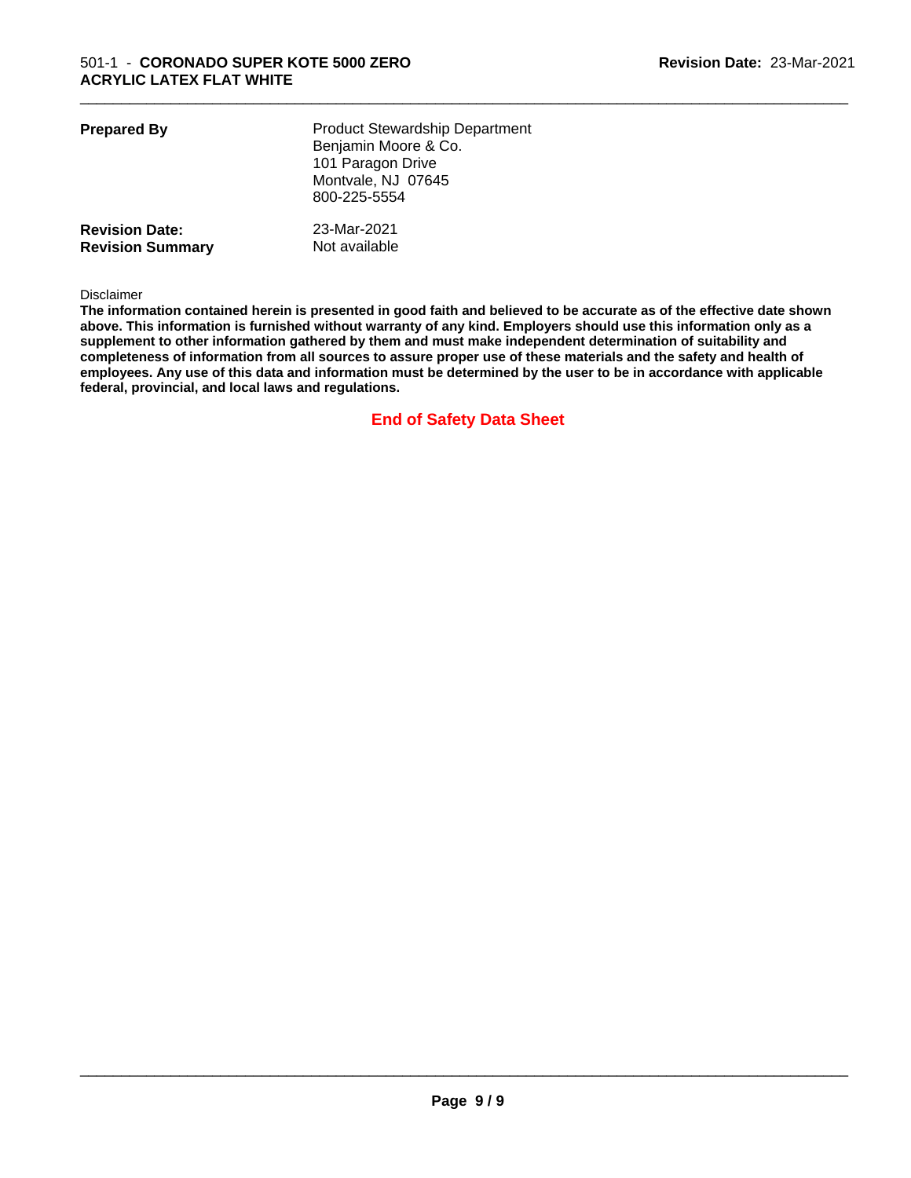| | |
|---|---|
| **Prepared By** | Product Stewardship Department<br>Benjamin Moore & Co.<br>101 Paragon Drive<br>Montvale, NJ 07645<br>800-225-5554 |
| **Revision Date:** | 23-Mar-2021 |
| **Revision Summary** | Not available |

Disclaimer

**The information contained herein is presented in good faith and believed to be accurate as of the effective date shown above. This information is furnished without warranty of any kind. Employers should use this information only as a supplement to other information gathered by them and must make independent determination of suitability and completeness of information from all sources to assure proper use of these materials and the safety and health of employees. Any use of this data and information must be determined by the user to be in accordance with applicable federal, provincial, and local laws and regulations.**

**End of Safety Data Sheet**